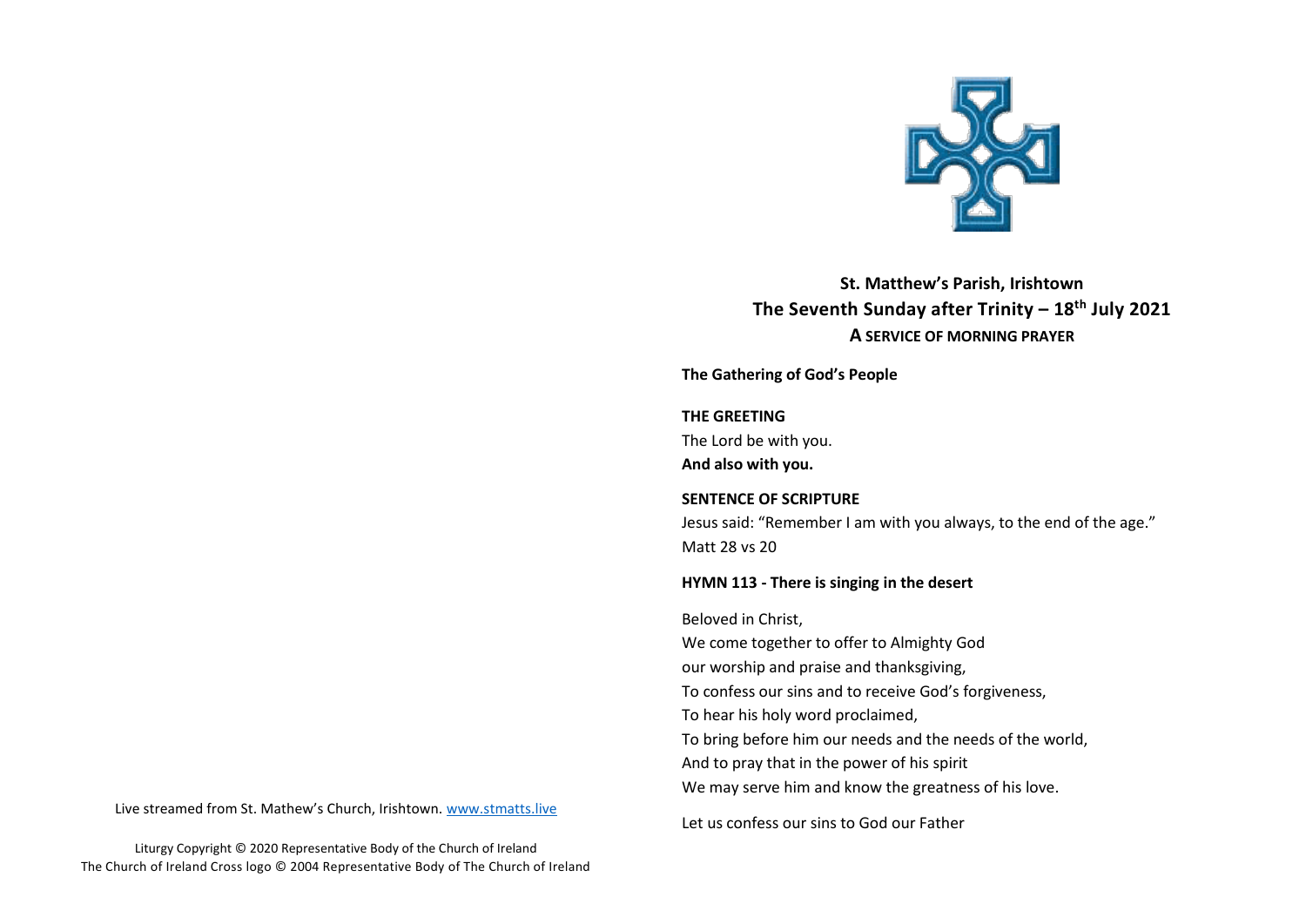Live streamed from St. Mathew's Church, Irishtown. www.stmatts.live

Liturgy Copyright © 2020 Representative Body of the Church of Ireland
The Church of Ireland Cross logo © 2004 Representative Body of The Church of Ireland

# St. Matthew's Parish, Irishtown
# The Seventh Sunday after Trinity – 18th July 2021
## A SERVICE OF MORNING PRAYER

**The Gathering of God's People**

**THE GREETING**

The Lord be with you.
**And also with you.**

**SENTENCE OF SCRIPTURE**

Jesus said: "Remember I am with you always, to the end of the age."
Matt 28 vs 20

**HYMN 113 - There is singing in the desert**

Beloved in Christ,
We come together to offer to Almighty God
our worship and praise and thanksgiving,
To confess our sins and to receive God's forgiveness,
To hear his holy word proclaimed,
To bring before him our needs and the needs of the world,
And to pray that in the power of his spirit
We may serve him and know the greatness of his love.

Let us confess our sins to God our Father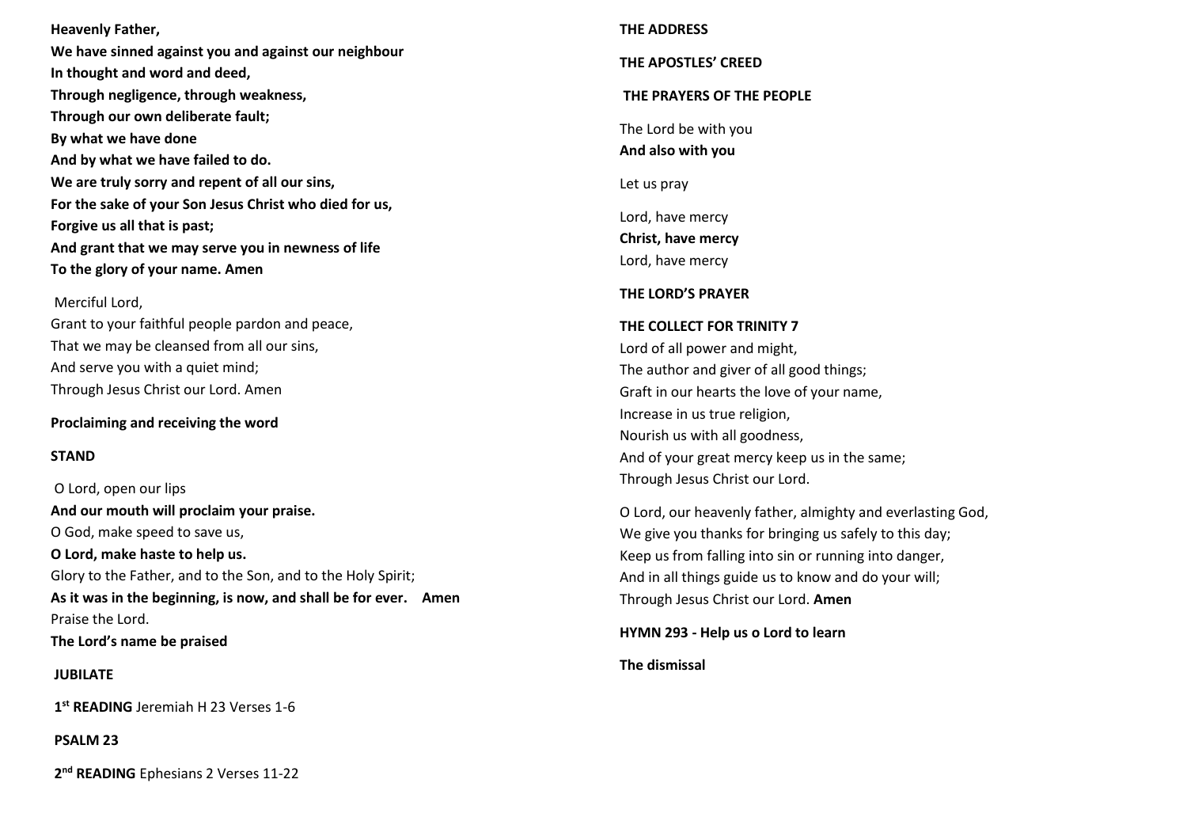**Heavenly Father,**
**We have sinned against you and against our neighbour**
**In thought and word and deed,**
**Through negligence, through weakness,**
**Through our own deliberate fault;**
**By what we have done**
**And by what we have failed to do.**
**We are truly sorry and repent of all our sins,**
**For the sake of your Son Jesus Christ who died for us,**
**Forgive us all that is past;**
**And grant that we may serve you in newness of life**
**To the glory of your name. Amen**

Merciful Lord,
Grant to your faithful people pardon and peace,
That we may be cleansed from all our sins,
And serve you with a quiet mind;
Through Jesus Christ our Lord. Amen

**Proclaiming and receiving the word**

**STAND**

O Lord, open our lips
**And our mouth will proclaim your praise.**
O God, make speed to save us,
**O Lord, make haste to help us.**
Glory to the Father, and to the Son, and to the Holy Spirit;
**As it was in the beginning, is now, and shall be for ever. Amen**
Praise the Lord.
**The Lord's name be praised**

**JUBILATE**

**1st READING** Jeremiah H 23 Verses 1-6

**PSALM 23**

**2nd READING** Ephesians 2 Verses 11-22

**THE ADDRESS**

**THE APOSTLES' CREED**

**THE PRAYERS OF THE PEOPLE**

The Lord be with you
**And also with you**

Let us pray

Lord, have mercy
**Christ, have mercy**
Lord, have mercy

**THE LORD'S PRAYER**

**THE COLLECT FOR TRINITY 7**
Lord of all power and might,
The author and giver of all good things;
Graft in our hearts the love of your name,
Increase in us true religion,
Nourish us with all goodness,
And of your great mercy keep us in the same;
Through Jesus Christ our Lord.

O Lord, our heavenly father, almighty and everlasting God,
We give you thanks for bringing us safely to this day;
Keep us from falling into sin or running into danger,
And in all things guide us to know and do your will;
Through Jesus Christ our Lord. **Amen**

**HYMN 293 - Help us o Lord to learn**

**The dismissal**